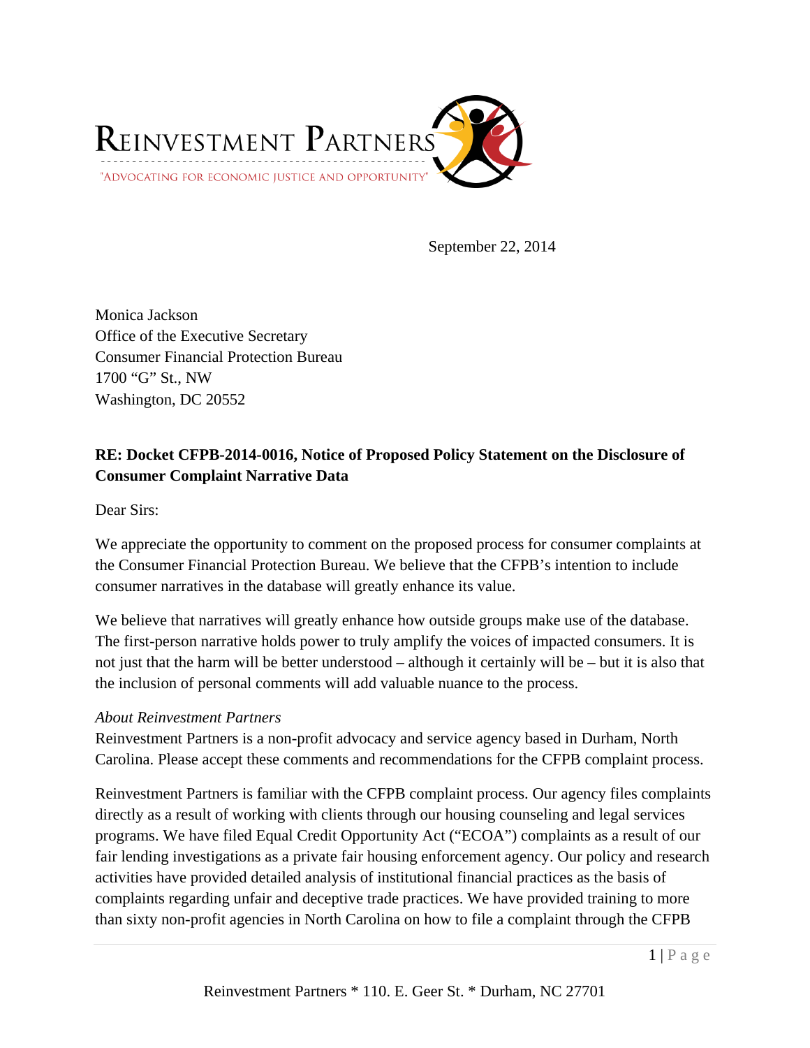REINVESTMENT PARTNERS

"ADVOCATING FOR ECONOMIC JUSTICE AND OPPORTUNITY"

September 22, 2014

Monica Jackson
Office of the Executive Secretary
Consumer Financial Protection Bureau
1700 "G" St., NW
Washington, DC 20552

**RE: Docket CFPB-2014-0016, Notice of Proposed Policy Statement on the Disclosure of Consumer Complaint Narrative Data**

Dear Sirs:

We appreciate the opportunity to comment on the proposed process for consumer complaints at the Consumer Financial Protection Bureau. We believe that the CFPB's intention to include consumer narratives in the database will greatly enhance its value.

We believe that narratives will greatly enhance how outside groups make use of the database. The first-person narrative holds power to truly amplify the voices of impacted consumers. It is not just that the harm will be better understood – although it certainly will be – but it is also that the inclusion of personal comments will add valuable nuance to the process.

*About Reinvestment Partners*
Reinvestment Partners is a non-profit advocacy and service agency based in Durham, North Carolina. Please accept these comments and recommendations for the CFPB complaint process.

Reinvestment Partners is familiar with the CFPB complaint process. Our agency files complaints directly as a result of working with clients through our housing counseling and legal services programs. We have filed Equal Credit Opportunity Act ("ECOA") complaints as a result of our fair lending investigations as a private fair housing enforcement agency. Our policy and research activities have provided detailed analysis of institutional financial practices as the basis of complaints regarding unfair and deceptive trade practices. We have provided training to more than sixty non-profit agencies in North Carolina on how to file a complaint through the CFPB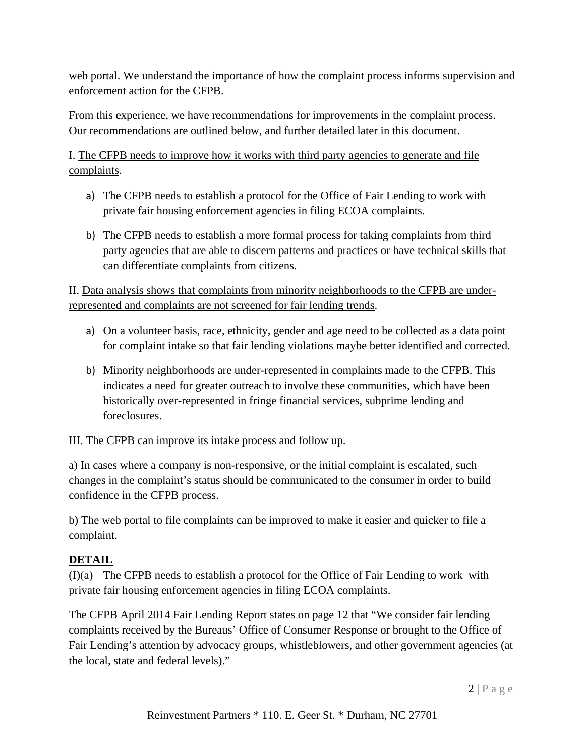web portal. We understand the importance of how the complaint process informs supervision and enforcement action for the CFPB.

From this experience, we have recommendations for improvements in the complaint process. Our recommendations are outlined below, and further detailed later in this document.

I. <u>The CFPB needs to improve how it works with third party agencies to generate and file complaints</u>.

a) The CFPB needs to establish a protocol for the Office of Fair Lending to work with private fair housing enforcement agencies in filing ECOA complaints.

b) The CFPB needs to establish a more formal process for taking complaints from third party agencies that are able to discern patterns and practices or have technical skills that can differentiate complaints from citizens.

II. <u>Data analysis shows that complaints from minority neighborhoods to the CFPB are under-represented and complaints are not screened for fair lending trends</u>.

a) On a volunteer basis, race, ethnicity, gender and age need to be collected as a data point for complaint intake so that fair lending violations maybe better identified and corrected.

b) Minority neighborhoods are under-represented in complaints made to the CFPB. This indicates a need for greater outreach to involve these communities, which have been historically over-represented in fringe financial services, subprime lending and foreclosures.

III. <u>The CFPB can improve its intake process and follow up</u>.

a) In cases where a company is non-responsive, or the initial complaint is escalated, such changes in the complaint's status should be communicated to the consumer in order to build confidence in the CFPB process.

b) The web portal to file complaints can be improved to make it easier and quicker to file a complaint.

**<u>DETAIL</u>**

(I)(a) The CFPB needs to establish a protocol for the Office of Fair Lending to work with private fair housing enforcement agencies in filing ECOA complaints.

The CFPB April 2014 Fair Lending Report states on page 12 that "We consider fair lending complaints received by the Bureaus' Office of Consumer Response or brought to the Office of Fair Lending's attention by advocacy groups, whistleblowers, and other government agencies (at the local, state and federal levels)."

Reinvestment Partners * 110. E. Geer St. * Durham, NC 27701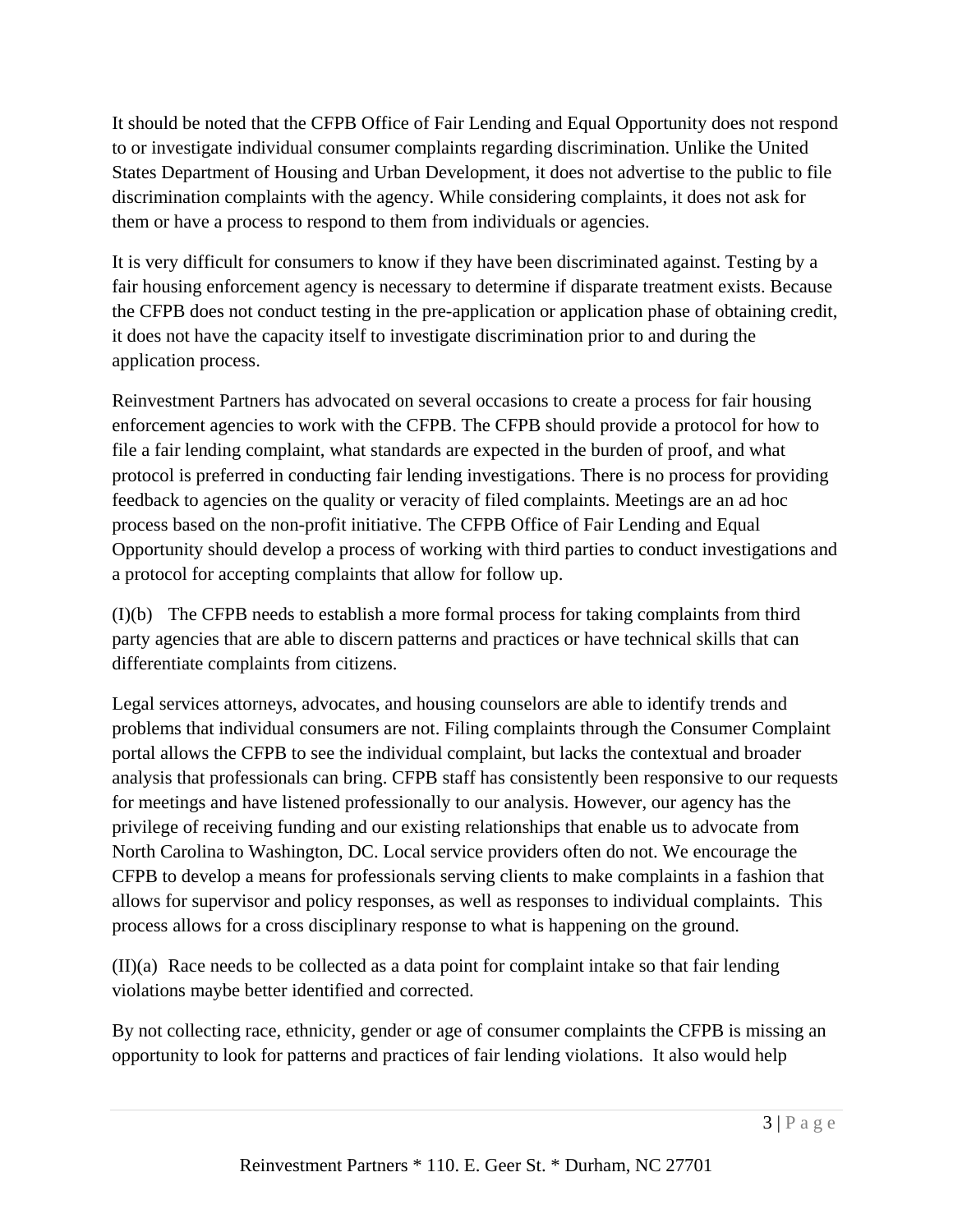It should be noted that the CFPB Office of Fair Lending and Equal Opportunity does not respond to or investigate individual consumer complaints regarding discrimination. Unlike the United States Department of Housing and Urban Development, it does not advertise to the public to file discrimination complaints with the agency. While considering complaints, it does not ask for them or have a process to respond to them from individuals or agencies.

It is very difficult for consumers to know if they have been discriminated against. Testing by a fair housing enforcement agency is necessary to determine if disparate treatment exists. Because the CFPB does not conduct testing in the pre-application or application phase of obtaining credit, it does not have the capacity itself to investigate discrimination prior to and during the application process.

Reinvestment Partners has advocated on several occasions to create a process for fair housing enforcement agencies to work with the CFPB. The CFPB should provide a protocol for how to file a fair lending complaint, what standards are expected in the burden of proof, and what protocol is preferred in conducting fair lending investigations. There is no process for providing feedback to agencies on the quality or veracity of filed complaints. Meetings are an ad hoc process based on the non-profit initiative. The CFPB Office of Fair Lending and Equal Opportunity should develop a process of working with third parties to conduct investigations and a protocol for accepting complaints that allow for follow up.

(I)(b) The CFPB needs to establish a more formal process for taking complaints from third party agencies that are able to discern patterns and practices or have technical skills that can differentiate complaints from citizens.

Legal services attorneys, advocates, and housing counselors are able to identify trends and problems that individual consumers are not. Filing complaints through the Consumer Complaint portal allows the CFPB to see the individual complaint, but lacks the contextual and broader analysis that professionals can bring. CFPB staff has consistently been responsive to our requests for meetings and have listened professionally to our analysis. However, our agency has the privilege of receiving funding and our existing relationships that enable us to advocate from North Carolina to Washington, DC. Local service providers often do not. We encourage the CFPB to develop a means for professionals serving clients to make complaints in a fashion that allows for supervisor and policy responses, as well as responses to individual complaints. This process allows for a cross disciplinary response to what is happening on the ground.

(II)(a) Race needs to be collected as a data point for complaint intake so that fair lending violations maybe better identified and corrected.

By not collecting race, ethnicity, gender or age of consumer complaints the CFPB is missing an opportunity to look for patterns and practices of fair lending violations. It also would help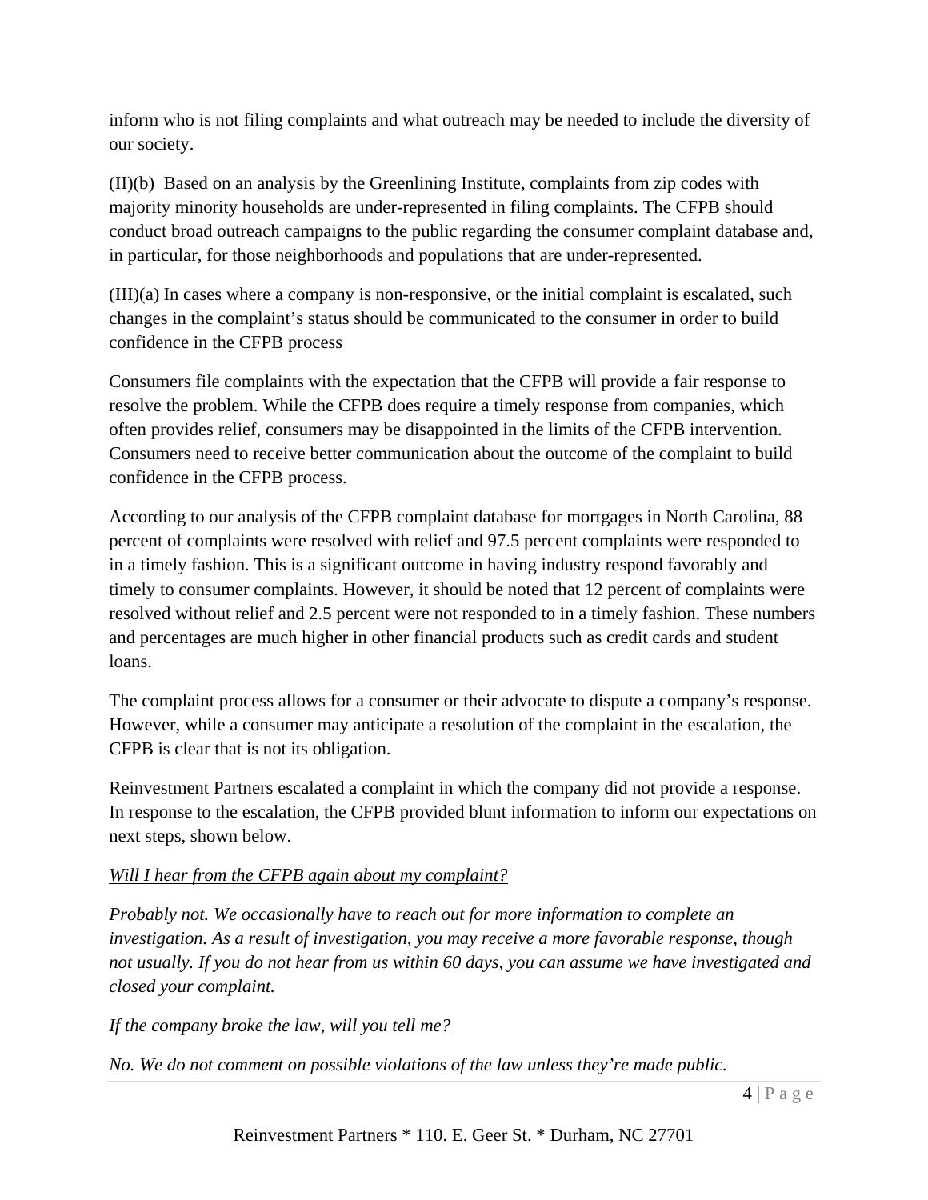inform who is not filing complaints and what outreach may be needed to include the diversity of our society.

(II)(b) Based on an analysis by the Greenlining Institute, complaints from zip codes with majority minority households are under-represented in filing complaints. The CFPB should conduct broad outreach campaigns to the public regarding the consumer complaint database and, in particular, for those neighborhoods and populations that are under-represented.

(III)(a) In cases where a company is non-responsive, or the initial complaint is escalated, such changes in the complaint's status should be communicated to the consumer in order to build confidence in the CFPB process

Consumers file complaints with the expectation that the CFPB will provide a fair response to resolve the problem. While the CFPB does require a timely response from companies, which often provides relief, consumers may be disappointed in the limits of the CFPB intervention. Consumers need to receive better communication about the outcome of the complaint to build confidence in the CFPB process.

According to our analysis of the CFPB complaint database for mortgages in North Carolina, 88 percent of complaints were resolved with relief and 97.5 percent complaints were responded to in a timely fashion. This is a significant outcome in having industry respond favorably and timely to consumer complaints. However, it should be noted that 12 percent of complaints were resolved without relief and 2.5 percent were not responded to in a timely fashion. These numbers and percentages are much higher in other financial products such as credit cards and student loans.

The complaint process allows for a consumer or their advocate to dispute a company's response. However, while a consumer may anticipate a resolution of the complaint in the escalation, the CFPB is clear that is not its obligation.

Reinvestment Partners escalated a complaint in which the company did not provide a response. In response to the escalation, the CFPB provided blunt information to inform our expectations on next steps, shown below.

*<u>Will I hear from the CFPB again about my complaint?</u>*

*Probably not. We occasionally have to reach out for more information to complete an investigation. As a result of investigation, you may receive a more favorable response, though not usually. If you do not hear from us within 60 days, you can assume we have investigated and closed your complaint.*

*<u>If the company broke the law, will you tell me?</u>*

*No. We do not comment on possible violations of the law unless they're made public.*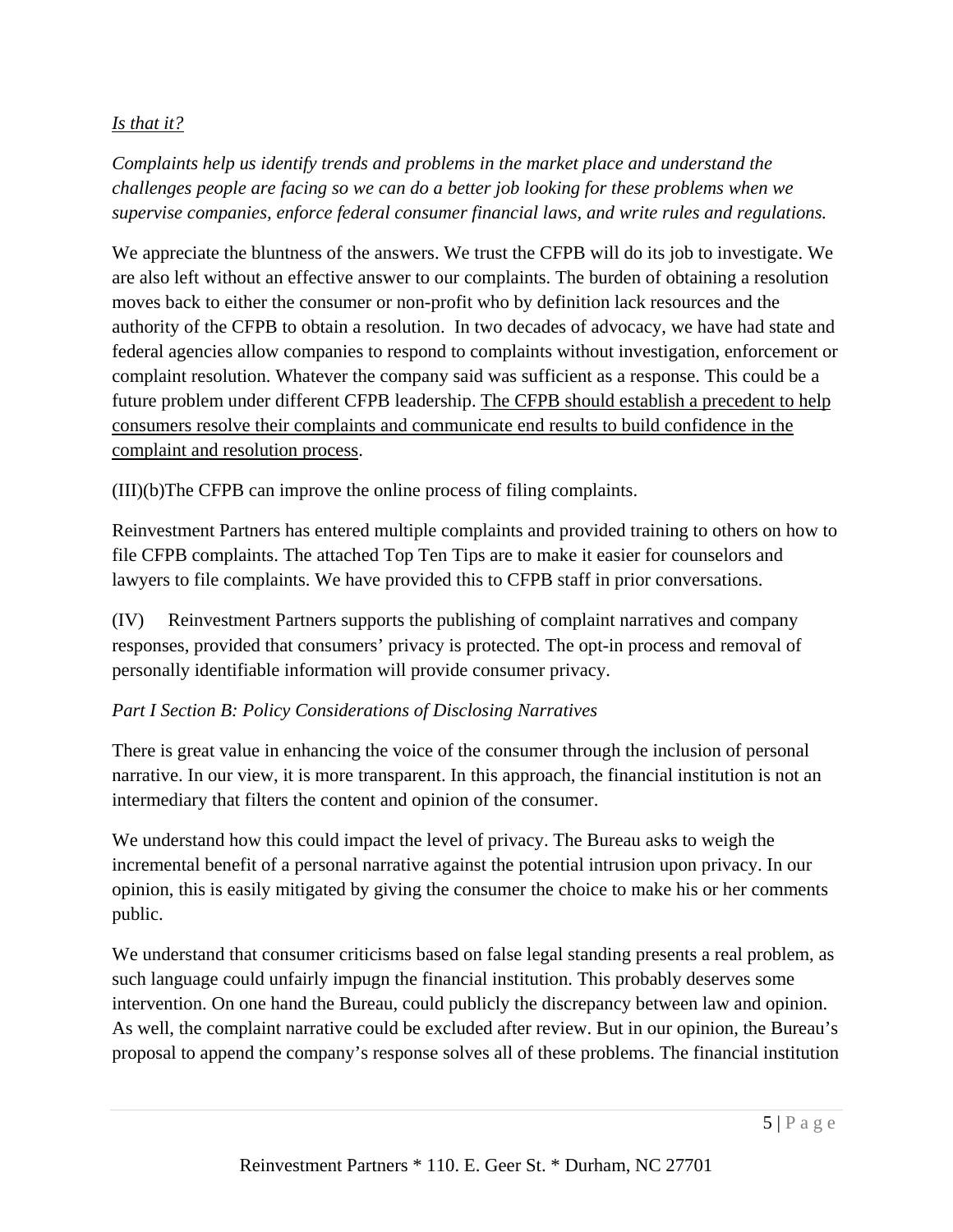<u>*Is that it?*</u>

*Complaints help us identify trends and problems in the market place and understand the challenges people are facing so we can do a better job looking for these problems when we supervise companies, enforce federal consumer financial laws, and write rules and regulations.*

We appreciate the bluntness of the answers. We trust the CFPB will do its job to investigate. We are also left without an effective answer to our complaints. The burden of obtaining a resolution moves back to either the consumer or non-profit who by definition lack resources and the authority of the CFPB to obtain a resolution. In two decades of advocacy, we have had state and federal agencies allow companies to respond to complaints without investigation, enforcement or complaint resolution. Whatever the company said was sufficient as a response. This could be a future problem under different CFPB leadership. <u>The CFPB should establish a precedent to help consumers resolve their complaints and communicate end results to build confidence in the complaint and resolution process</u>.

(III)(b)The CFPB can improve the online process of filing complaints.

Reinvestment Partners has entered multiple complaints and provided training to others on how to file CFPB complaints. The attached Top Ten Tips are to make it easier for counselors and lawyers to file complaints. We have provided this to CFPB staff in prior conversations.

(IV) Reinvestment Partners supports the publishing of complaint narratives and company responses, provided that consumers' privacy is protected. The opt-in process and removal of personally identifiable information will provide consumer privacy.

*Part I Section B: Policy Considerations of Disclosing Narratives*

There is great value in enhancing the voice of the consumer through the inclusion of personal narrative. In our view, it is more transparent. In this approach, the financial institution is not an intermediary that filters the content and opinion of the consumer.

We understand how this could impact the level of privacy. The Bureau asks to weigh the incremental benefit of a personal narrative against the potential intrusion upon privacy. In our opinion, this is easily mitigated by giving the consumer the choice to make his or her comments public.

We understand that consumer criticisms based on false legal standing presents a real problem, as such language could unfairly impugn the financial institution. This probably deserves some intervention. On one hand the Bureau, could publicly the discrepancy between law and opinion. As well, the complaint narrative could be excluded after review. But in our opinion, the Bureau's proposal to append the company's response solves all of these problems. The financial institution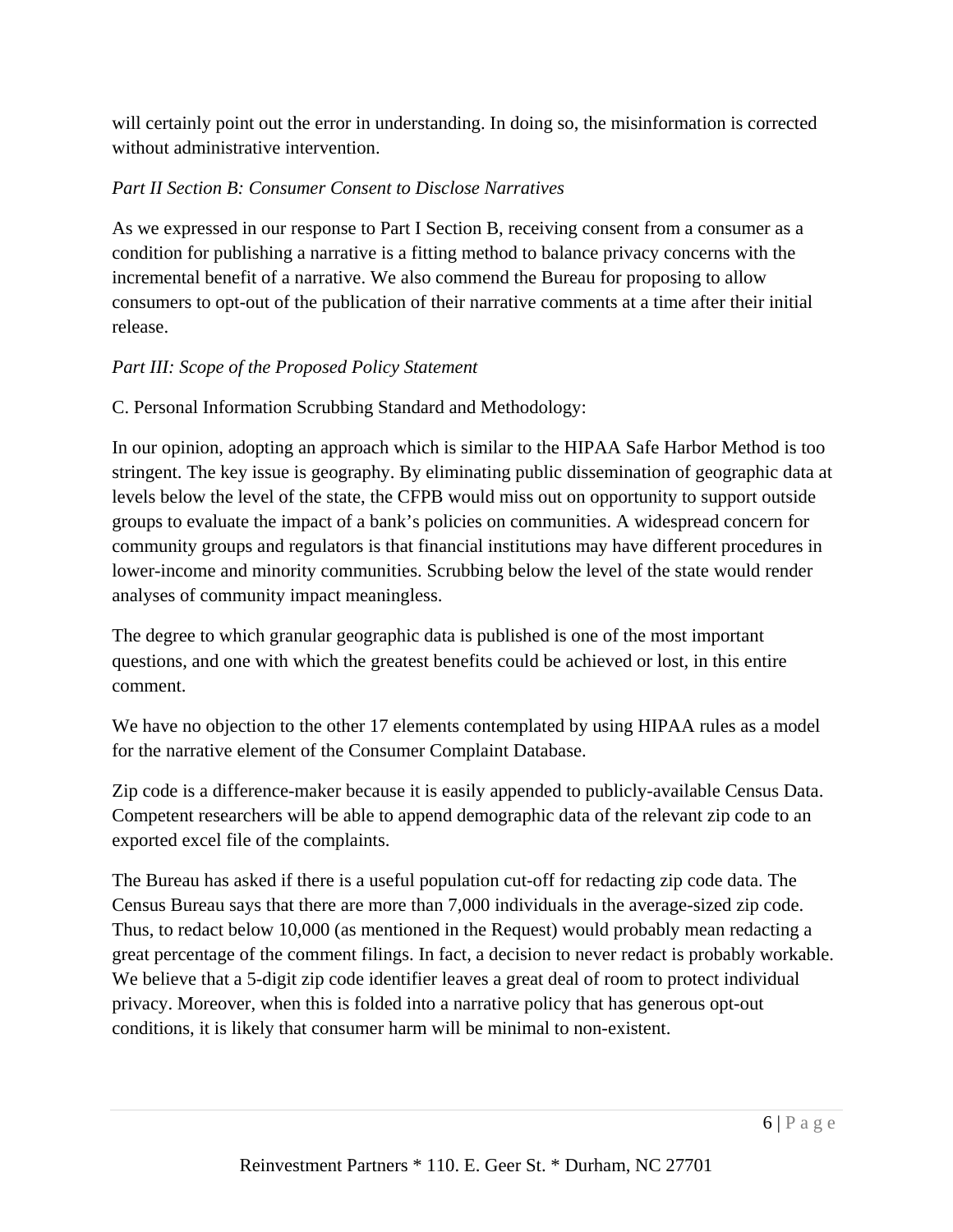will certainly point out the error in understanding. In doing so, the misinformation is corrected without administrative intervention.

*Part II Section B: Consumer Consent to Disclose Narratives*

As we expressed in our response to Part I Section B, receiving consent from a consumer as a condition for publishing a narrative is a fitting method to balance privacy concerns with the incremental benefit of a narrative. We also commend the Bureau for proposing to allow consumers to opt-out of the publication of their narrative comments at a time after their initial release.

*Part III: Scope of the Proposed Policy Statement*

C. Personal Information Scrubbing Standard and Methodology:

In our opinion, adopting an approach which is similar to the HIPAA Safe Harbor Method is too stringent. The key issue is geography. By eliminating public dissemination of geographic data at levels below the level of the state, the CFPB would miss out on opportunity to support outside groups to evaluate the impact of a bank's policies on communities. A widespread concern for community groups and regulators is that financial institutions may have different procedures in lower-income and minority communities. Scrubbing below the level of the state would render analyses of community impact meaningless.

The degree to which granular geographic data is published is one of the most important questions, and one with which the greatest benefits could be achieved or lost, in this entire comment.

We have no objection to the other 17 elements contemplated by using HIPAA rules as a model for the narrative element of the Consumer Complaint Database.

Zip code is a difference-maker because it is easily appended to publicly-available Census Data. Competent researchers will be able to append demographic data of the relevant zip code to an exported excel file of the complaints.

The Bureau has asked if there is a useful population cut-off for redacting zip code data. The Census Bureau says that there are more than 7,000 individuals in the average-sized zip code. Thus, to redact below 10,000 (as mentioned in the Request) would probably mean redacting a great percentage of the comment filings. In fact, a decision to never redact is probably workable. We believe that a 5-digit zip code identifier leaves a great deal of room to protect individual privacy. Moreover, when this is folded into a narrative policy that has generous opt-out conditions, it is likely that consumer harm will be minimal to non-existent.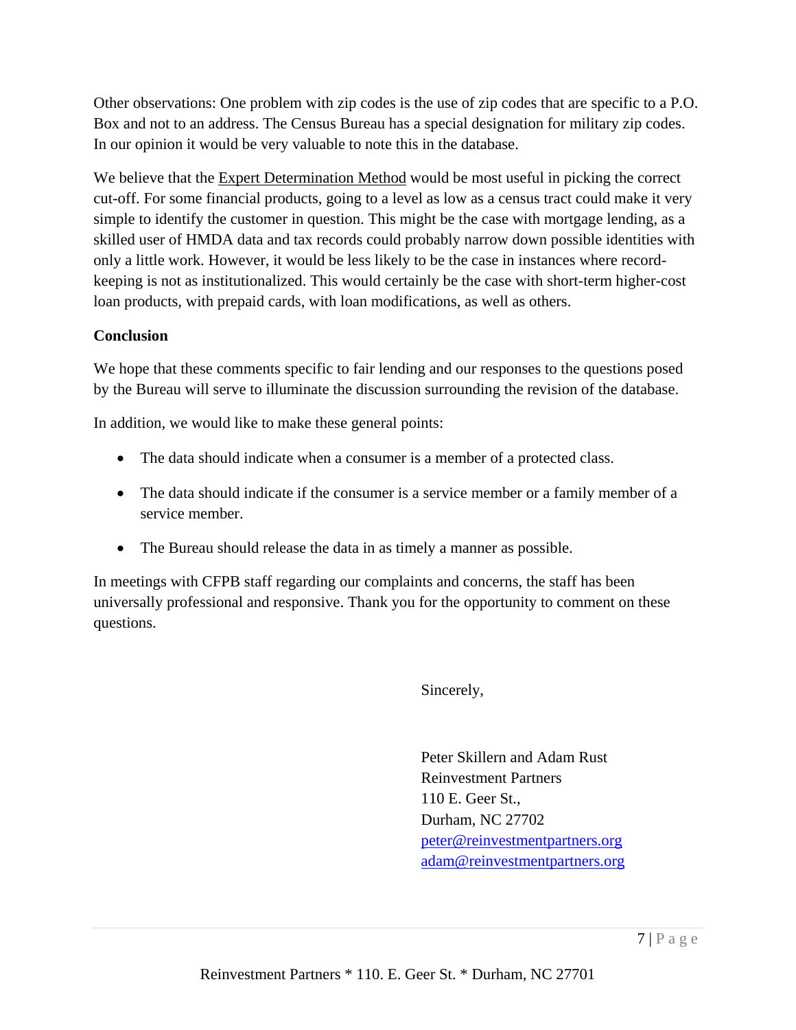Other observations: One problem with zip codes is the use of zip codes that are specific to a P.O. Box and not to an address. The Census Bureau has a special designation for military zip codes. In our opinion it would be very valuable to note this in the database.

We believe that the Expert Determination Method would be most useful in picking the correct cut-off. For some financial products, going to a level as low as a census tract could make it very simple to identify the customer in question. This might be the case with mortgage lending, as a skilled user of HMDA data and tax records could probably narrow down possible identities with only a little work. However, it would be less likely to be the case in instances where record-keeping is not as institutionalized. This would certainly be the case with short-term higher-cost loan products, with prepaid cards, with loan modifications, as well as others.

**Conclusion**

We hope that these comments specific to fair lending and our responses to the questions posed by the Bureau will serve to illuminate the discussion surrounding the revision of the database.

In addition, we would like to make these general points:

- The data should indicate when a consumer is a member of a protected class.
- The data should indicate if the consumer is a service member or a family member of a service member.
- The Bureau should release the data in as timely a manner as possible.

In meetings with CFPB staff regarding our complaints and concerns, the staff has been universally professional and responsive. Thank you for the opportunity to comment on these questions.

Sincerely,

Peter Skillern and Adam Rust
Reinvestment Partners
110 E. Geer St.,
Durham, NC 27702
peter@reinvestmentpartners.org
adam@reinvestmentpartners.org